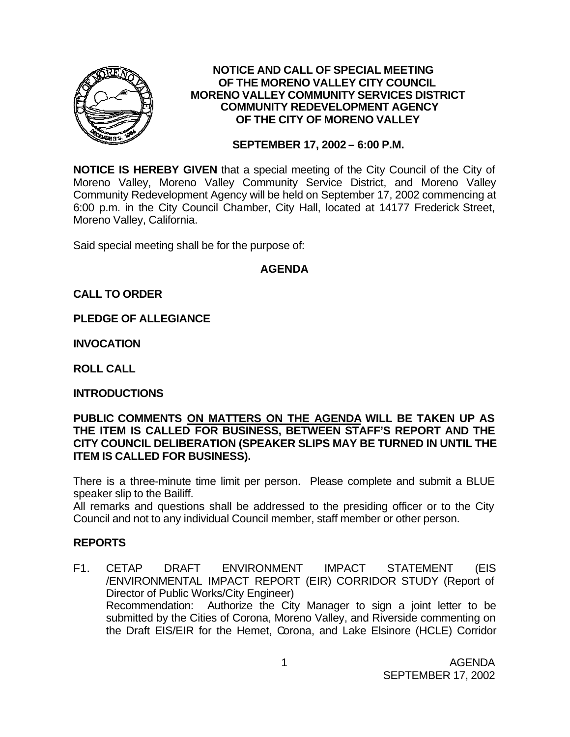# NOTICE AND CALL OF SPECIAL MEETING OF THE MORENO VALLEY CITY COUNCIL MORENO VALLEY COMMUNITY SERVICES DISTRICT COMMUNITY REDEVELOPMENT AGENCY OF THE CITY OF MORENO VALLEY

**SEPTEMBER 17, 2002 – 6:00 P.M.**

**NOTICE IS HEREBY GIVEN** that a special meeting of the City Council of the City of Moreno Valley, Moreno Valley Community Service District, and Moreno Valley Community Redevelopment Agency will be held on September 17, 2002 commencing at 6:00 p.m. in the City Council Chamber, City Hall, located at 14177 Frederick Street, Moreno Valley, California.

Said special meeting shall be for the purpose of:

## AGENDA

**CALL TO ORDER**

**PLEDGE OF ALLEGIANCE**

**INVOCATION**

**ROLL CALL**

**INTRODUCTIONS**

**PUBLIC COMMENTS <u>ON MATTERS ON THE AGENDA</u> WILL BE TAKEN UP AS THE ITEM IS CALLED FOR BUSINESS, BETWEEN STAFF'S REPORT AND THE CITY COUNCIL DELIBERATION (SPEAKER SLIPS MAY BE TURNED IN UNTIL THE ITEM IS CALLED FOR BUSINESS).**

There is a three-minute time limit per person. Please complete and submit a BLUE speaker slip to the Bailiff.

All remarks and questions shall be addressed to the presiding officer or to the City Council and not to any individual Council member, staff member or other person.

## REPORTS

F1. CETAP DRAFT ENVIRONMENT IMPACT STATEMENT (EIS /ENVIRONMENTAL IMPACT REPORT (EIR) CORRIDOR STUDY (Report of Director of Public Works/City Engineer)
Recommendation: Authorize the City Manager to sign a joint letter to be submitted by the Cities of Corona, Moreno Valley, and Riverside commenting on the Draft EIS/EIR for the Hemet, Corona, and Lake Elsinore (HCLE) Corridor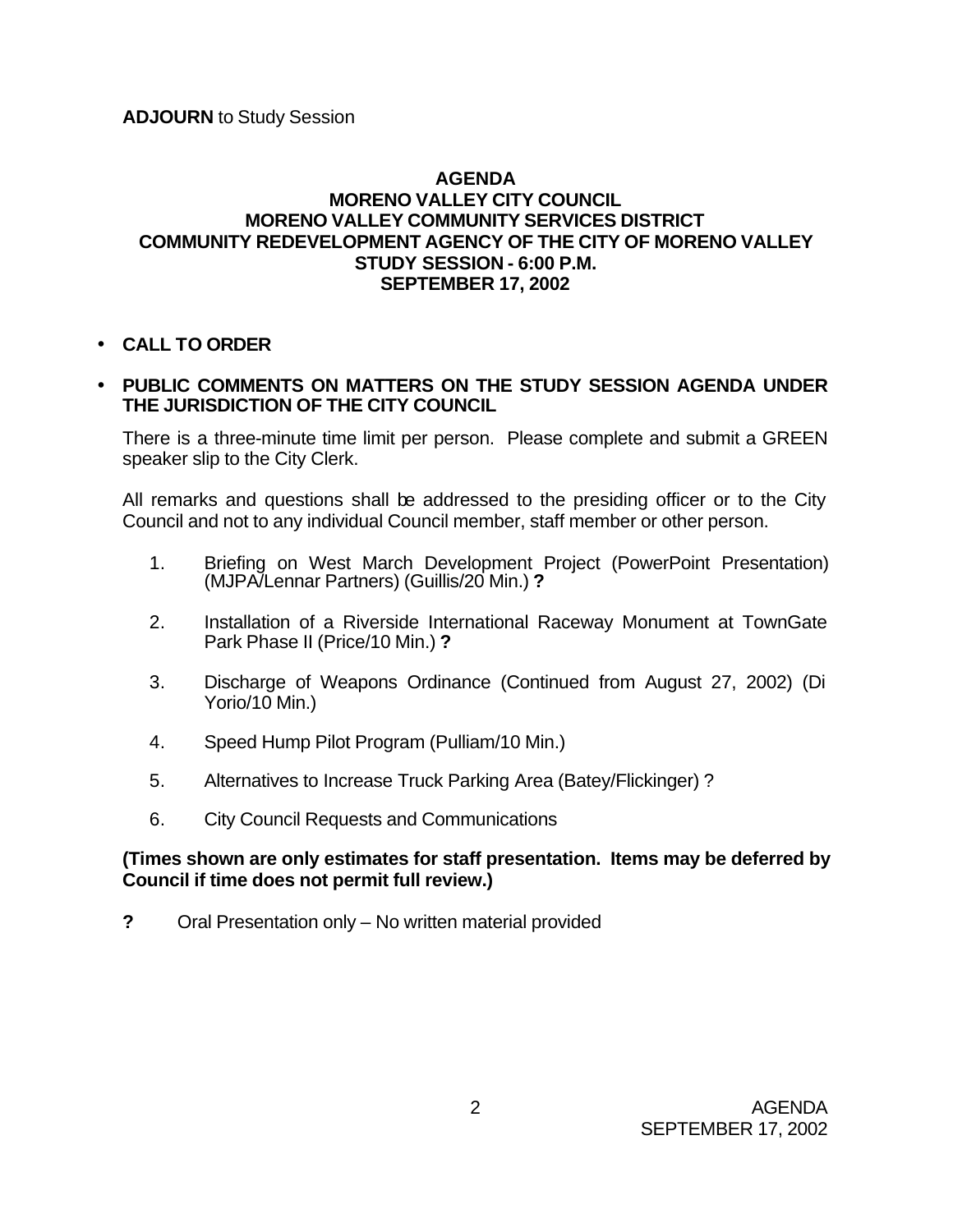**ADJOURN** to Study Session

## AGENDA
## MORENO VALLEY CITY COUNCIL
## MORENO VALLEY COMMUNITY SERVICES DISTRICT
## COMMUNITY REDEVELOPMENT AGENCY OF THE CITY OF MORENO VALLEY
## STUDY SESSION - 6:00 P.M.
## SEPTEMBER 17, 2002

- **CALL TO ORDER**

- **PUBLIC COMMENTS ON MATTERS ON THE STUDY SESSION AGENDA UNDER THE JURISDICTION OF THE CITY COUNCIL**

  There is a three-minute time limit per person. Please complete and submit a GREEN speaker slip to the City Clerk.

  All remarks and questions shall be addressed to the presiding officer or to the City Council and not to any individual Council member, staff member or other person.

1. Briefing on West March Development Project (PowerPoint Presentation) (MJPA/Lennar Partners) (Guillis/20 Min.) **?**

2. Installation of a Riverside International Raceway Monument at TownGate Park Phase II (Price/10 Min.) **?**

3. Discharge of Weapons Ordinance (Continued from August 27, 2002) (Di Yorio/10 Min.)

4. Speed Hump Pilot Program (Pulliam/10 Min.)

5. Alternatives to Increase Truck Parking Area (Batey/Flickinger) ?

6. City Council Requests and Communications

**(Times shown are only estimates for staff presentation. Items may be deferred by Council if time does not permit full review.)**

**?** Oral Presentation only – No written material provided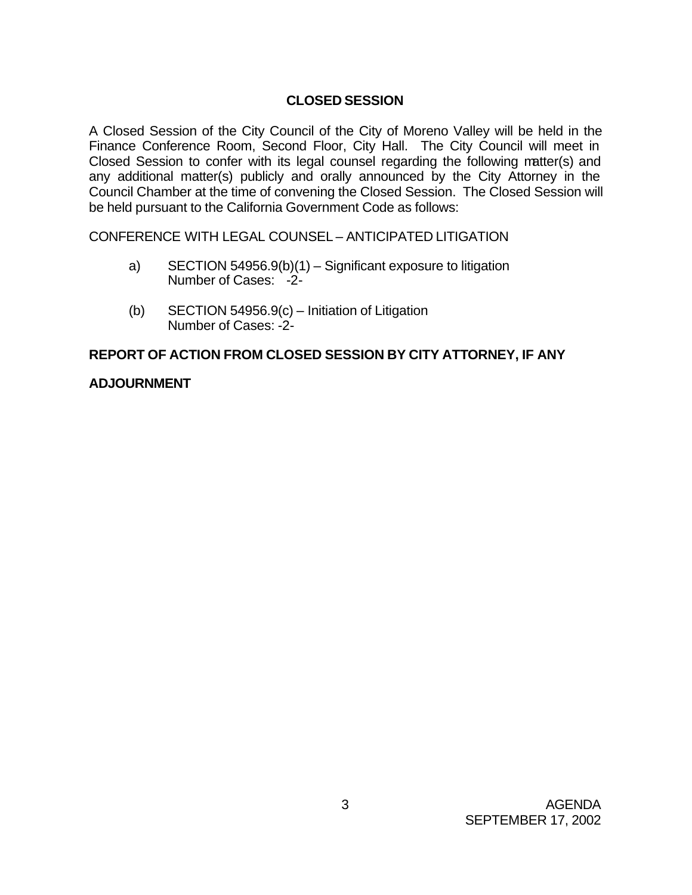## CLOSED SESSION

A Closed Session of the City Council of the City of Moreno Valley will be held in the Finance Conference Room, Second Floor, City Hall. The City Council will meet in Closed Session to confer with its legal counsel regarding the following matter(s) and any additional matter(s) publicly and orally announced by the City Attorney in the Council Chamber at the time of convening the Closed Session. The Closed Session will be held pursuant to the California Government Code as follows:

CONFERENCE WITH LEGAL COUNSEL – ANTICIPATED LITIGATION

a) SECTION 54956.9(b)(1) – Significant exposure to litigation
Number of Cases: -2-

(b) SECTION 54956.9(c) – Initiation of Litigation
Number of Cases: -2-

**REPORT OF ACTION FROM CLOSED SESSION BY CITY ATTORNEY, IF ANY**

**ADJOURNMENT**